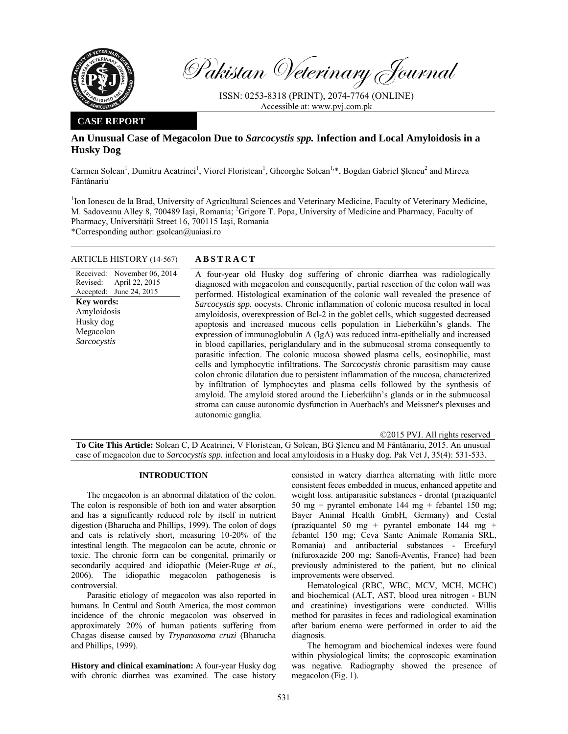Pakistan Veterinary Journal

ISSN: 0253-8318 (PRINT), 2074-7764 (ONLINE)
Accessible at: www.pvj.com.pk

**CASE REPORT**

# An Unusual Case of Megacolon Due to *Sarcocystis spp.* Infection and Local Amyloidosis in a Husky Dog

Carmen Solcan[1], Dumitru Acatrinei[1], Viorel Floristean[1], Gheorghe Solcan[1,*], Bogdan Gabriel Şlencu[2] and Mircea Fântânariu[1]

[1]Ion Ionescu de la Brad, University of Agricultural Sciences and Veterinary Medicine, Faculty of Veterinary Medicine, M. Sadoveanu Alley 8, 700489 Iaşi, Romania; [2]Grigore T. Popa, University of Medicine and Pharmacy, Faculty of Pharmacy, Universităţii Street 16, 700115 Iaşi, Romania
*Corresponding author: gsolcan@uaiasi.ro

**ARTICLE HISTORY** (14-567)

Received: November 06, 2014
Revised: April 22, 2015
Accepted: June 24, 2015

**Key words:**
Amyloidosis
Husky dog
Megacolon
*Sarcocystis*

## ABSTRACT

A four-year old Husky dog suffering of chronic diarrhea was radiologically diagnosed with megacolon and consequently, partial resection of the colon wall was performed. Histological examination of the colonic wall revealed the presence of *Sarcocystis spp.* oocysts. Chronic inflammation of colonic mucosa resulted in local amyloidosis, overexpression of Bcl-2 in the goblet cells, which suggested decreased apoptosis and increased mucous cells population in Lieberkühn's glands. The expression of immunoglobulin A (IgA) was reduced intra-epithelially and increased in blood capillaries, periglandulary and in the submucosal stroma consequently to parasitic infection. The colonic mucosa showed plasma cells, eosinophilic, mast cells and lymphocytic infiltrations. The *Sarcocystis* chronic parasitism may cause colon chronic dilatation due to persistent inflammation of the mucosa, characterized by infiltration of lymphocytes and plasma cells followed by the synthesis of amyloid. The amyloid stored around the Lieberkühn's glands or in the submucosal stroma can cause autonomic dysfunction in Auerbach's and Meissner's plexuses and autonomic ganglia.

©2015 PVJ. All rights reserved

**To Cite This Article:** Solcan C, D Acatrinei, V Floristean, G Solcan, BG Şlencu and M Fântânariu, 2015. An unusual case of megacolon due to *Sarcocystis spp.* infection and local amyloidosis in a Husky dog. Pak Vet J, 35(4): 531-533.

## INTRODUCTION

The megacolon is an abnormal dilatation of the colon. The colon is responsible of both ion and water absorption and has a significantly reduced role by itself in nutrient digestion (Bharucha and Phillips, 1999). The colon of dogs and cats is relatively short, measuring 10-20% of the intestinal length. The megacolon can be acute, chronic or toxic. The chronic form can be congenital, primarily or secondarily acquired and idiopathic (Meier-Ruge *et al.*, 2006). The idiopathic megacolon pathogenesis is controversial.

Parasitic etiology of megacolon was also reported in humans. In Central and South America, the most common incidence of the chronic megacolon was observed in approximately 20% of human patients suffering from Chagas disease caused by *Trypanosoma cruzi* (Bharucha and Phillips, 1999).

**History and clinical examination:** A four-year Husky dog with chronic diarrhea was examined. The case history consisted in watery diarrhea alternating with little more consistent feces embedded in mucus, enhanced appetite and weight loss. antiparasitic substances - drontal (praziquantel 50 mg + pyrantel embonate 144 mg + febantel 150 mg; Bayer Animal Health GmbH, Germany) and Cestal (praziquantel 50 mg + pyrantel embonate 144 mg + febantel 150 mg; Ceva Sante Animale Romania SRL, Romania) and antibacterial substances - Ercefuryl (nifuroxazide 200 mg; Sanofi-Aventis, France) had been previously administered to the patient, but no clinical improvements were observed.

Hematological (RBC, WBC, MCV, MCH, MCHC) and biochemical (ALT, AST, blood urea nitrogen - BUN and creatinine) investigations were conducted. Willis method for parasites in feces and radiological examination after barium enema were performed in order to aid the diagnosis.

The hemogram and biochemical indexes were found within physiological limits; the coproscopic examination was negative. Radiography showed the presence of megacolon (Fig. 1).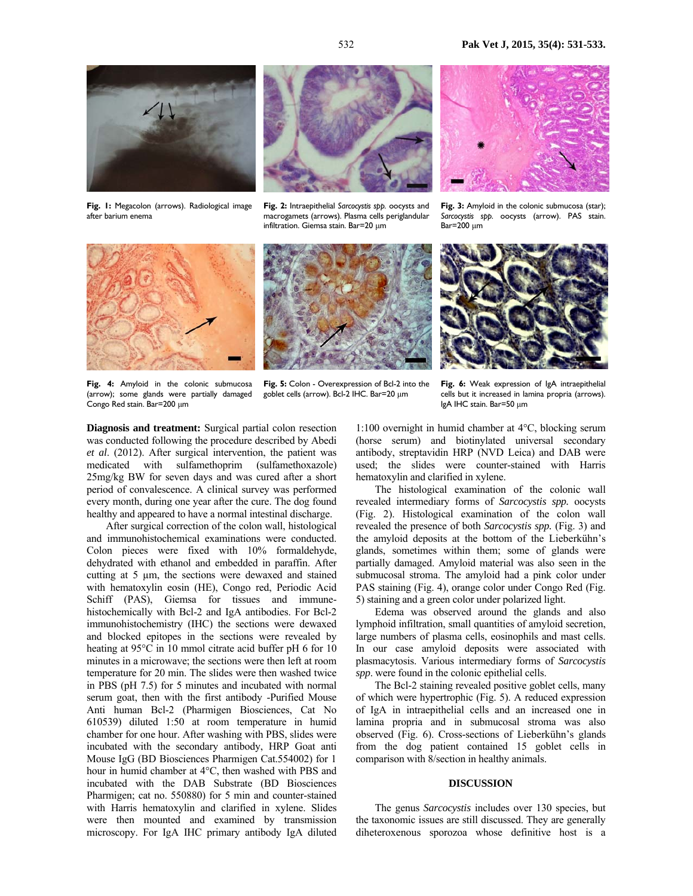**Fig. 1:** Megacolon (arrows). Radiological image after barium enema

**Fig. 2:** Intraepithelial *Sarcocystis spp.* oocysts and macrogamets (arrows). Plasma cells periglandular infiltration. Giemsa stain. Bar=20 µm

**Fig. 3:** Amyloid in the colonic submucosa (star); *Sarcocystis spp.* oocysts (arrow). PAS stain. Bar=200 µm

**Fig. 4:** Amyloid in the colonic submucosa (arrow); some glands were partially damaged Congo Red stain. Bar=200 µm

**Fig. 5:** Colon - Overexpression of Bcl-2 into the goblet cells (arrow). Bcl-2 IHC. Bar=20 µm

**Fig. 6:** Weak expression of IgA intraepithelial cells but it increased in lamina propria (arrows). IgA IHC stain. Bar=50 µm

**Diagnosis and treatment:** Surgical partial colon resection was conducted following the procedure described by Abedi *et al*. (2012). After surgical intervention, the patient was medicated with sulfamethoprim (sulfamethoxazole) 25mg/kg BW for seven days and was cured after a short period of convalescence. A clinical survey was performed every month, during one year after the cure. The dog found healthy and appeared to have a normal intestinal discharge.

After surgical correction of the colon wall, histological and immunohistochemical examinations were conducted. Colon pieces were fixed with 10% formaldehyde, dehydrated with ethanol and embedded in paraffin. After cutting at 5 µm, the sections were dewaxed and stained with hematoxylin eosin (HE), Congo red, Periodic Acid Schiff (PAS), Giemsa for tissues and immune-histochemically with Bcl-2 and IgA antibodies. For Bcl-2 immunohistochemistry (IHC) the sections were dewaxed and blocked epitopes in the sections were revealed by heating at 95°C in 10 mmol citrate acid buffer pH 6 for 10 minutes in a microwave; the sections were then left at room temperature for 20 min. The slides were then washed twice in PBS (pH 7.5) for 5 minutes and incubated with normal serum goat, then with the first antibody -Purified Mouse Anti human Bcl-2 (Pharmigen Biosciences, Cat No 610539) diluted 1:50 at room temperature in humid chamber for one hour. After washing with PBS, slides were incubated with the secondary antibody, HRP Goat anti Mouse IgG (BD Biosciences Pharmigen Cat.554002) for 1 hour in humid chamber at 4°C, then washed with PBS and incubated with the DAB Substrate (BD Biosciences Pharmigen; cat no. 550880) for 5 min and counter-stained with Harris hematoxylin and clarified in xylene. Slides were then mounted and examined by transmission microscopy. For IgA IHC primary antibody IgA diluted 1:100 overnight in humid chamber at 4°C, blocking serum (horse serum) and biotinylated universal secondary antibody, streptavidin HRP (NVD Leica) and DAB were used; the slides were counter-stained with Harris hematoxylin and clarified in xylene.

The histological examination of the colonic wall revealed intermediary forms of *Sarcocystis spp.* oocysts (Fig. 2). Histological examination of the colon wall revealed the presence of both *Sarcocystis spp.* (Fig. 3) and the amyloid deposits at the bottom of the Lieberkühn's glands, sometimes within them; some of glands were partially damaged. Amyloid material was also seen in the submucosal stroma. The amyloid had a pink color under PAS staining (Fig. 4), orange color under Congo Red (Fig. 5) staining and a green color under polarized light.

Edema was observed around the glands and also lymphoid infiltration, small quantities of amyloid secretion, large numbers of plasma cells, eosinophils and mast cells. In our case amyloid deposits were associated with plasmacytosis. Various intermediary forms of *Sarcocystis spp*. were found in the colonic epithelial cells.

The Bcl-2 staining revealed positive goblet cells, many of which were hypertrophic (Fig. 5). A reduced expression of IgA in intraepithelial cells and an increased one in lamina propria and in submucosal stroma was also observed (Fig. 6). Cross-sections of Lieberkühn's glands from the dog patient contained 15 goblet cells in comparison with 8/section in healthy animals.

## DISCUSSION

The genus *Sarcocystis* includes over 130 species, but the taxonomic issues are still discussed. They are generally diheteroxenous sporozoa whose definitive host is a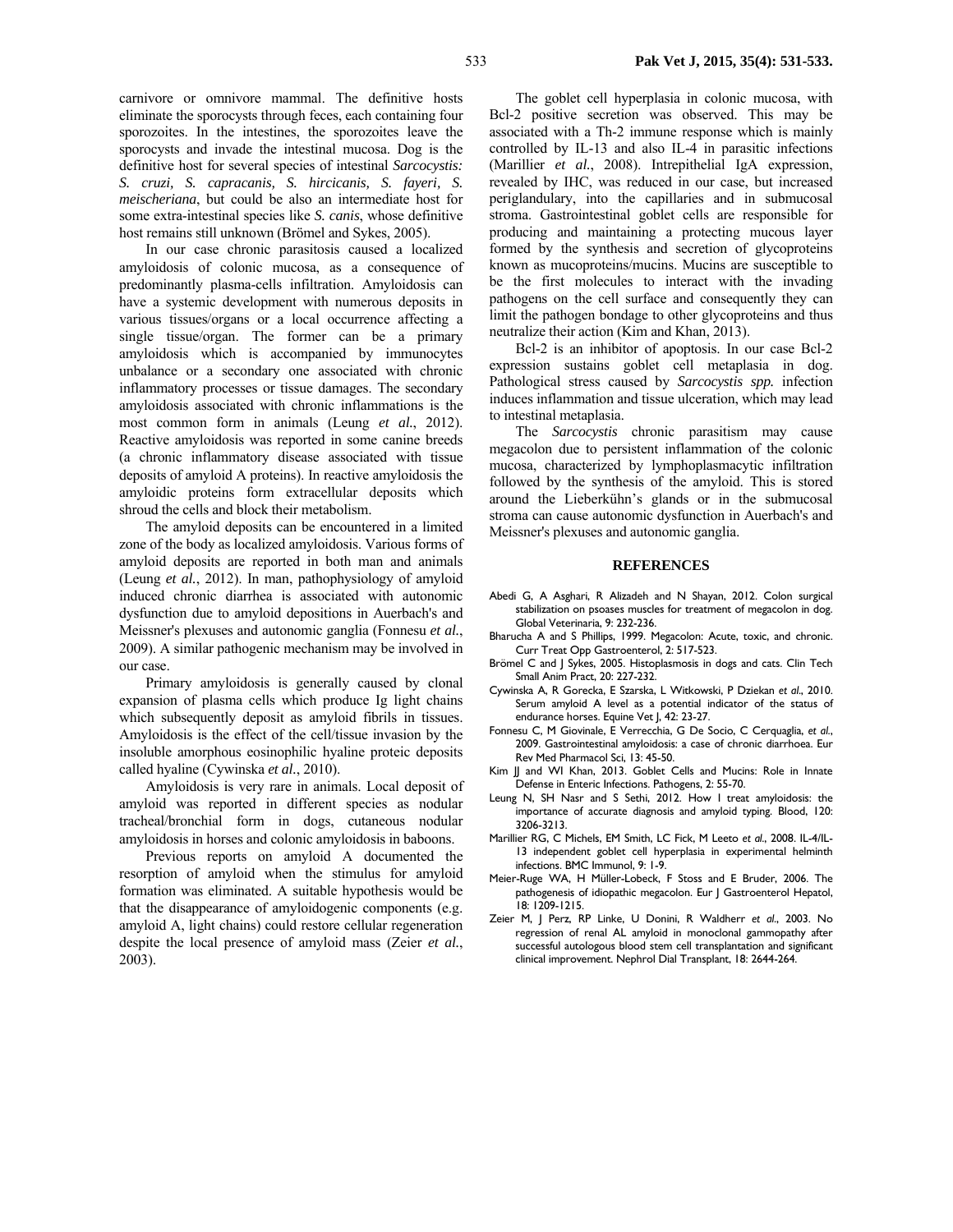carnivore or omnivore mammal. The definitive hosts eliminate the sporocysts through feces, each containing four sporozoites. In the intestines, the sporozoites leave the sporocysts and invade the intestinal mucosa. Dog is the definitive host for several species of intestinal *Sarcocystis: S. cruzi, S. capracanis, S. hircicanis, S. fayeri, S. meischeriana*, but could be also an intermediate host for some extra-intestinal species like *S. canis*, whose definitive host remains still unknown (Brömel and Sykes, 2005).

In our case chronic parasitosis caused a localized amyloidosis of colonic mucosa, as a consequence of predominantly plasma-cells infiltration. Amyloidosis can have a systemic development with numerous deposits in various tissues/organs or a local occurrence affecting a single tissue/organ. The former can be a primary amyloidosis which is accompanied by immunocytes unbalance or a secondary one associated with chronic inflammatory processes or tissue damages. The secondary amyloidosis associated with chronic inflammations is the most common form in animals (Leung *et al.*, 2012). Reactive amyloidosis was reported in some canine breeds (a chronic inflammatory disease associated with tissue deposits of amyloid A proteins). In reactive amyloidosis the amyloidic proteins form extracellular deposits which shroud the cells and block their metabolism.

The amyloid deposits can be encountered in a limited zone of the body as localized amyloidosis. Various forms of amyloid deposits are reported in both man and animals (Leung *et al.*, 2012). In man, pathophysiology of amyloid induced chronic diarrhea is associated with autonomic dysfunction due to amyloid depositions in Auerbach's and Meissner's plexuses and autonomic ganglia (Fonnesu *et al.*, 2009). A similar pathogenic mechanism may be involved in our case.

Primary amyloidosis is generally caused by clonal expansion of plasma cells which produce Ig light chains which subsequently deposit as amyloid fibrils in tissues. Amyloidosis is the effect of the cell/tissue invasion by the insoluble amorphous eosinophilic hyaline proteic deposits called hyaline (Cywinska *et al.*, 2010).

Amyloidosis is very rare in animals. Local deposit of amyloid was reported in different species as nodular tracheal/bronchial form in dogs, cutaneous nodular amyloidosis in horses and colonic amyloidosis in baboons.

Previous reports on amyloid A documented the resorption of amyloid when the stimulus for amyloid formation was eliminated. A suitable hypothesis would be that the disappearance of amyloidogenic components (e.g. amyloid A, light chains) could restore cellular regeneration despite the local presence of amyloid mass (Zeier *et al.*, 2003).

The goblet cell hyperplasia in colonic mucosa, with Bcl-2 positive secretion was observed. This may be associated with a Th-2 immune response which is mainly controlled by IL-13 and also IL-4 in parasitic infections (Marillier *et al.*, 2008). Intrepithelial IgA expression, revealed by IHC, was reduced in our case, but increased periglandulary, into the capillaries and in submucosal stroma. Gastrointestinal goblet cells are responsible for producing and maintaining a protecting mucous layer formed by the synthesis and secretion of glycoproteins known as mucoproteins/mucins. Mucins are susceptible to be the first molecules to interact with the invading pathogens on the cell surface and consequently they can limit the pathogen bondage to other glycoproteins and thus neutralize their action (Kim and Khan, 2013).

Bcl-2 is an inhibitor of apoptosis. In our case Bcl-2 expression sustains goblet cell metaplasia in dog. Pathological stress caused by *Sarcocystis spp.* infection induces inflammation and tissue ulceration, which may lead to intestinal metaplasia.

The *Sarcocystis* chronic parasitism may cause megacolon due to persistent inflammation of the colonic mucosa, characterized by lymphoplasmacytic infiltration followed by the synthesis of the amyloid. This is stored around the Lieberkühn's glands or in the submucosal stroma can cause autonomic dysfunction in Auerbach's and Meissner's plexuses and autonomic ganglia.

## REFERENCES

- Abedi G, A Asghari, R Alizadeh and N Shayan, 2012. Colon surgical stabilization on psoases muscles for treatment of megacolon in dog. Global Veterinaria, 9: 232-236.
- Bharucha A and S Phillips, 1999. Megacolon: Acute, toxic, and chronic. Curr Treat Opp Gastroenterol, 2: 517-523.
- Brömel C and J Sykes, 2005. Histoplasmosis in dogs and cats. Clin Tech Small Anim Pract, 20: 227-232.
- Cywinska A, R Gorecka, E Szarska, L Witkowski, P Dziekan *et al*., 2010. Serum amyloid A level as a potential indicator of the status of endurance horses. Equine Vet J, 42: 23-27.
- Fonnesu C, M Giovinale, E Verrecchia, G De Socio, C Cerquaglia, *et al*., 2009. Gastrointestinal amyloidosis: a case of chronic diarrhoea. Eur Rev Med Pharmacol Sci, 13: 45-50.
- Kim JJ and WI Khan, 2013. Goblet Cells and Mucins: Role in Innate Defense in Enteric Infections. Pathogens, 2: 55-70.
- Leung N, SH Nasr and S Sethi, 2012. How I treat amyloidosis: the importance of accurate diagnosis and amyloid typing. Blood, 120: 3206-3213.
- Marillier RG, C Michels, EM Smith, LC Fick, M Leeto *et al*., 2008. IL-4/IL-13 independent goblet cell hyperplasia in experimental helminth infections. BMC Immunol, 9: 1-9.
- Meier-Ruge WA, H Müller-Lobeck, F Stoss and E Bruder, 2006. The pathogenesis of idiopathic megacolon. Eur J Gastroenterol Hepatol, 18: 1209-1215.
- Zeier M, J Perz, RP Linke, U Donini, R Waldherr *et al*., 2003. No regression of renal AL amyloid in monoclonal gammopathy after successful autologous blood stem cell transplantation and significant clinical improvement. Nephrol Dial Transplant, 18: 2644-264.